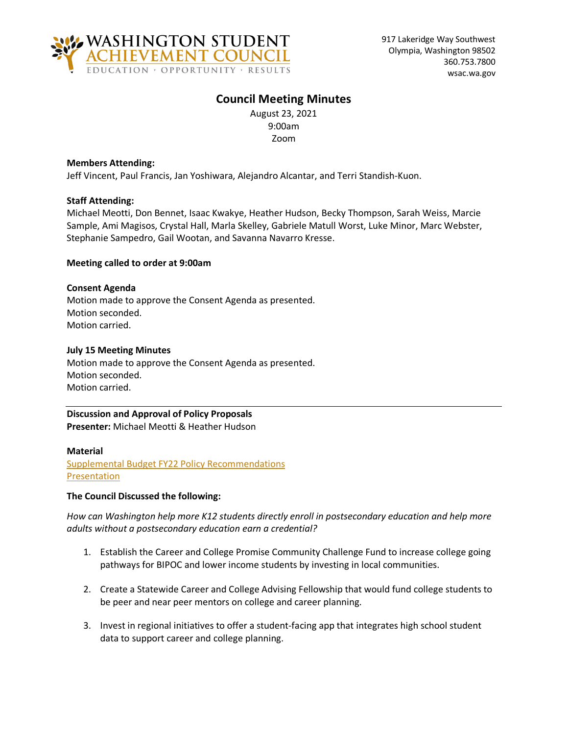WASHINGTON STUDENT ACHIEVEMENT COUNCIL
EDUCATION · OPPORTUNITY · RESULTS

917 Lakeridge Way Southwest
Olympia, Washington 98502
360.753.7800
wsac.wa.gov

# Council Meeting Minutes

August 23, 2021
9:00am
Zoom

**Members Attending:**
Jeff Vincent, Paul Francis, Jan Yoshiwara, Alejandro Alcantar, and Terri Standish-Kuon.

**Staff Attending:**
Michael Meotti, Don Bennet, Isaac Kwakye, Heather Hudson, Becky Thompson, Sarah Weiss, Marcie Sample, Ami Magisos, Crystal Hall, Marla Skelley, Gabriele Matull Worst, Luke Minor, Marc Webster, Stephanie Sampedro, Gail Wootan, and Savanna Navarro Kresse.

**Meeting called to order at 9:00am**

**Consent Agenda**
Motion made to approve the Consent Agenda as presented.
Motion seconded.
Motion carried.

**July 15 Meeting Minutes**
Motion made to approve the Consent Agenda as presented.
Motion seconded.
Motion carried.

---

**Discussion and Approval of Policy Proposals**
**Presenter:** Michael Meotti & Heather Hudson

**Material**
Supplemental Budget FY22 Policy Recommendations
Presentation

**The Council Discussed the following:**

*How can Washington help more K12 students directly enroll in postsecondary education and help more adults without a postsecondary education earn a credential?*

1. Establish the Career and College Promise Community Challenge Fund to increase college going pathways for BIPOC and lower income students by investing in local communities.

2. Create a Statewide Career and College Advising Fellowship that would fund college students to be peer and near peer mentors on college and career planning.

3. Invest in regional initiatives to offer a student-facing app that integrates high school student data to support career and college planning.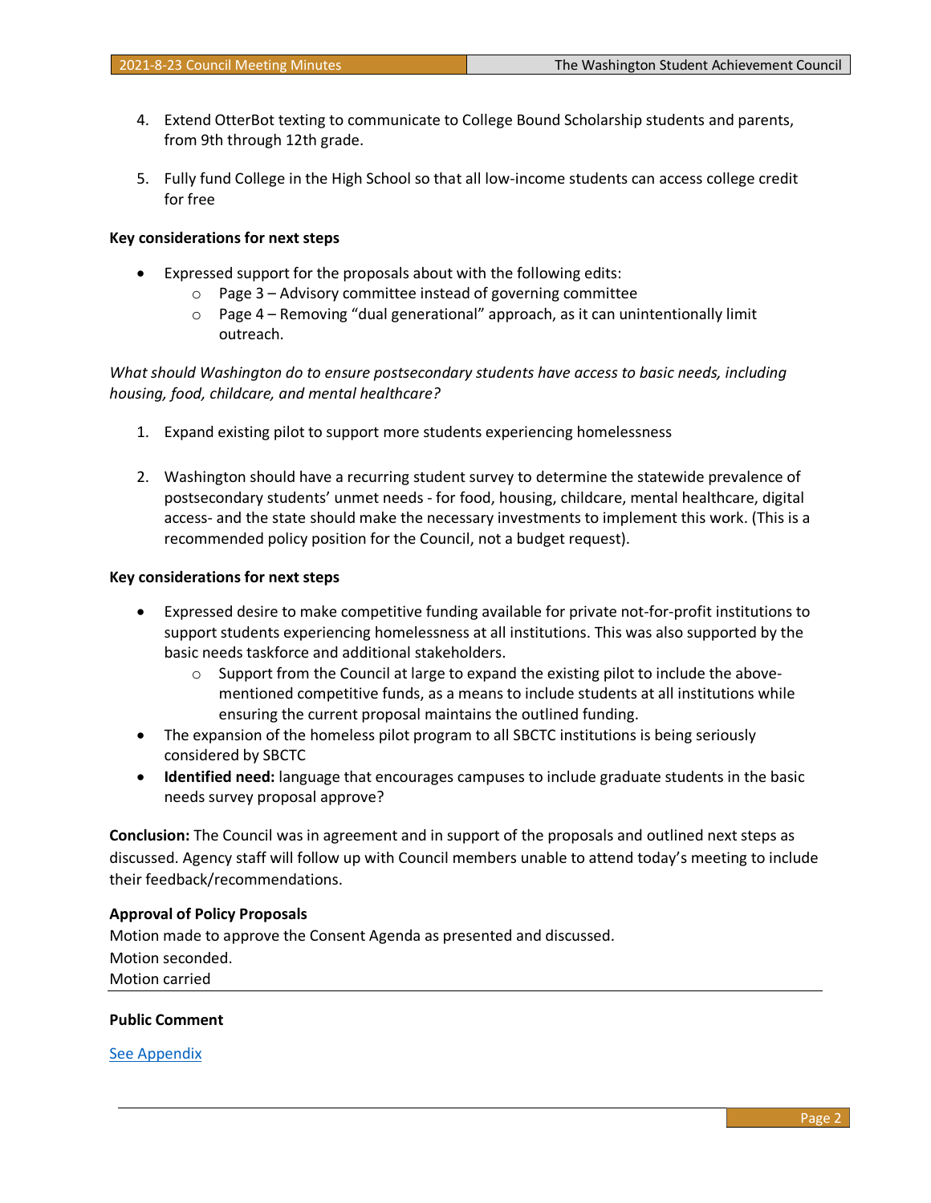4. Extend OtterBot texting to communicate to College Bound Scholarship students and parents, from 9th through 12th grade.

5. Fully fund College in the High School so that all low-income students can access college credit for free

**Key considerations for next steps**

- Expressed support for the proposals about with the following edits:
  - Page 3 – Advisory committee instead of governing committee
  - Page 4 – Removing "dual generational" approach, as it can unintentionally limit outreach.

*What should Washington do to ensure postsecondary students have access to basic needs, including housing, food, childcare, and mental healthcare?*

1. Expand existing pilot to support more students experiencing homelessness

2. Washington should have a recurring student survey to determine the statewide prevalence of postsecondary students' unmet needs - for food, housing, childcare, mental healthcare, digital access- and the state should make the necessary investments to implement this work. (This is a recommended policy position for the Council, not a budget request).

**Key considerations for next steps**

- Expressed desire to make competitive funding available for private not-for-profit institutions to support students experiencing homelessness at all institutions. This was also supported by the basic needs taskforce and additional stakeholders.
  - Support from the Council at large to expand the existing pilot to include the above-mentioned competitive funds, as a means to include students at all institutions while ensuring the current proposal maintains the outlined funding.
- The expansion of the homeless pilot program to all SBCTC institutions is being seriously considered by SBCTC
- **Identified need:** language that encourages campuses to include graduate students in the basic needs survey proposal approve?

**Conclusion:** The Council was in agreement and in support of the proposals and outlined next steps as discussed. Agency staff will follow up with Council members unable to attend today's meeting to include their feedback/recommendations.

**Approval of Policy Proposals**

Motion made to approve the Consent Agenda as presented and discussed.
Motion seconded.
Motion carried

---

**Public Comment**

[See Appendix]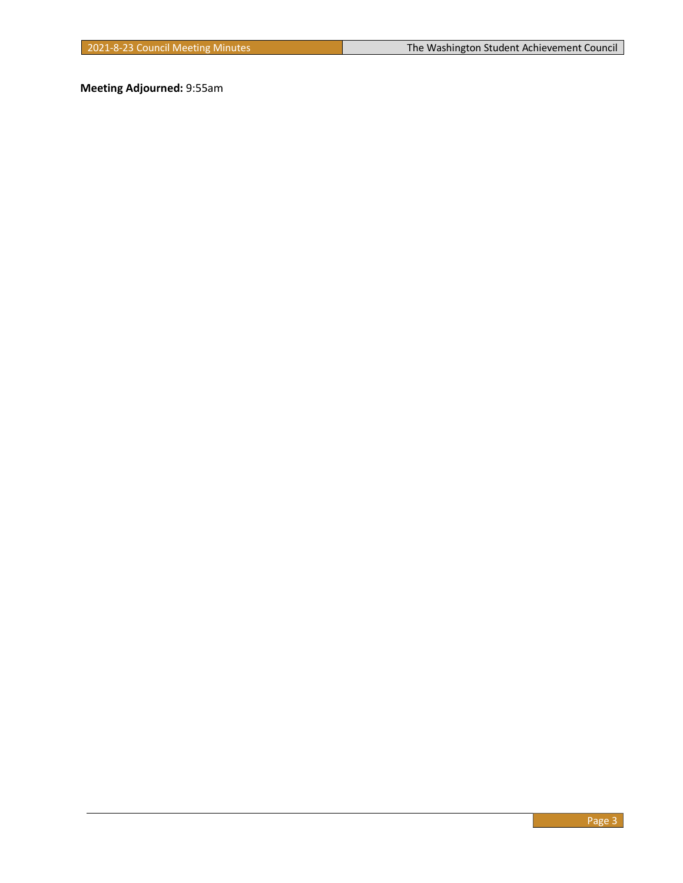**Meeting Adjourned:** 9:55am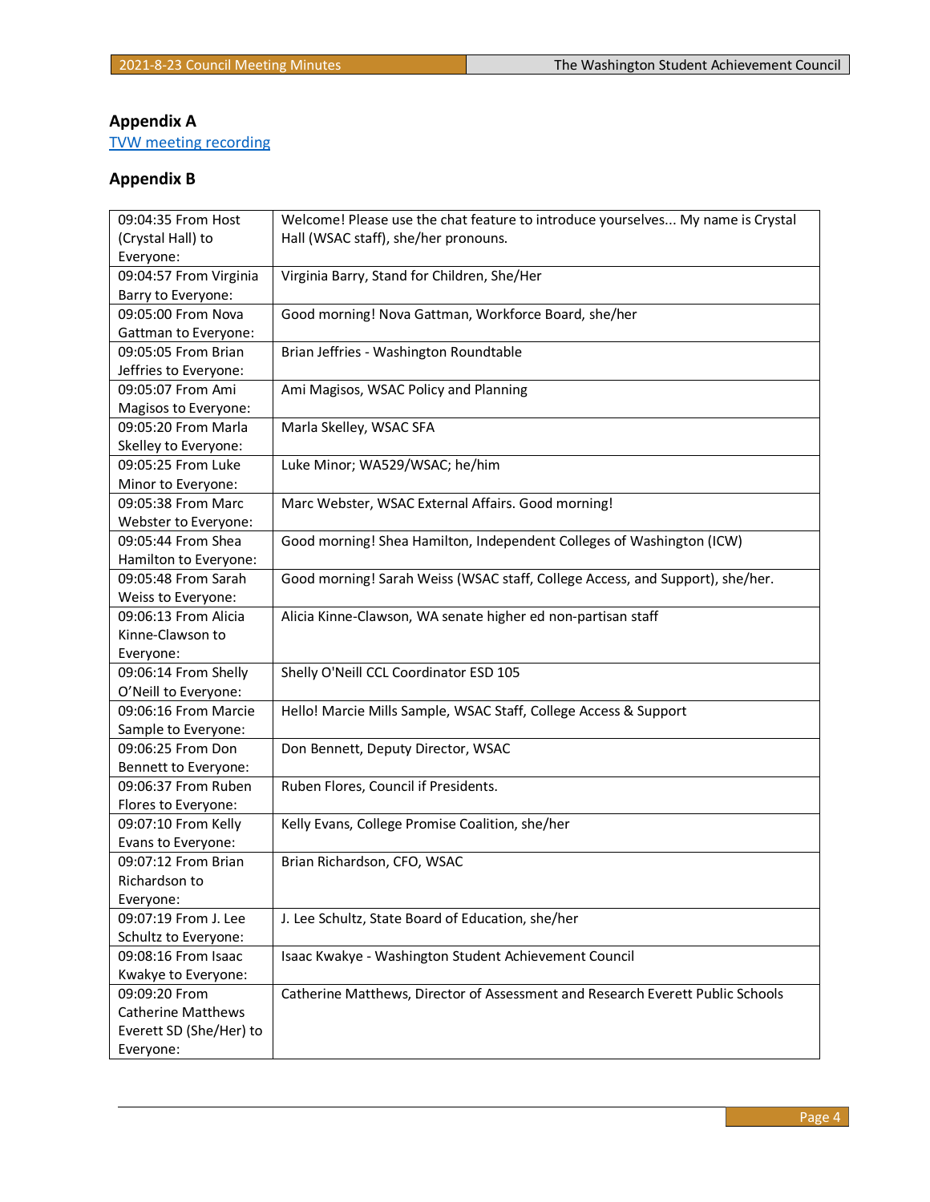## Appendix A

TVW meeting recording

## Appendix B

| | |
|---|---|
| 09:04:35 From Host (Crystal Hall) to Everyone: | Welcome! Please use the chat feature to introduce yourselves... My name is Crystal Hall (WSAC staff), she/her pronouns. |
| 09:04:57 From Virginia Barry to Everyone: | Virginia Barry, Stand for Children, She/Her |
| 09:05:00 From Nova Gattman to Everyone: | Good morning! Nova Gattman, Workforce Board, she/her |
| 09:05:05 From Brian Jeffries to Everyone: | Brian Jeffries - Washington Roundtable |
| 09:05:07 From Ami Magisos to Everyone: | Ami Magisos, WSAC Policy and Planning |
| 09:05:20 From Marla Skelley to Everyone: | Marla Skelley, WSAC SFA |
| 09:05:25 From Luke Minor to Everyone: | Luke Minor; WA529/WSAC; he/him |
| 09:05:38 From Marc Webster to Everyone: | Marc Webster, WSAC External Affairs. Good morning! |
| 09:05:44 From Shea Hamilton to Everyone: | Good morning! Shea Hamilton, Independent Colleges of Washington (ICW) |
| 09:05:48 From Sarah Weiss to Everyone: | Good morning! Sarah Weiss (WSAC staff, College Access, and Support), she/her. |
| 09:06:13 From Alicia Kinne-Clawson to Everyone: | Alicia Kinne-Clawson, WA senate higher ed non-partisan staff |
| 09:06:14 From Shelly O'Neill to Everyone: | Shelly O'Neill CCL Coordinator ESD 105 |
| 09:06:16 From Marcie Sample to Everyone: | Hello! Marcie Mills Sample, WSAC Staff, College Access & Support |
| 09:06:25 From Don Bennett to Everyone: | Don Bennett, Deputy Director, WSAC |
| 09:06:37 From Ruben Flores to Everyone: | Ruben Flores, Council if Presidents. |
| 09:07:10 From Kelly Evans to Everyone: | Kelly Evans, College Promise Coalition, she/her |
| 09:07:12 From Brian Richardson to Everyone: | Brian Richardson, CFO, WSAC |
| 09:07:19 From J. Lee Schultz to Everyone: | J. Lee Schultz, State Board of Education, she/her |
| 09:08:16 From Isaac Kwakye to Everyone: | Isaac Kwakye - Washington Student Achievement Council |
| 09:09:20 From Catherine Matthews Everett SD (She/Her) to Everyone: | Catherine Matthews, Director of Assessment and Research Everett Public Schools |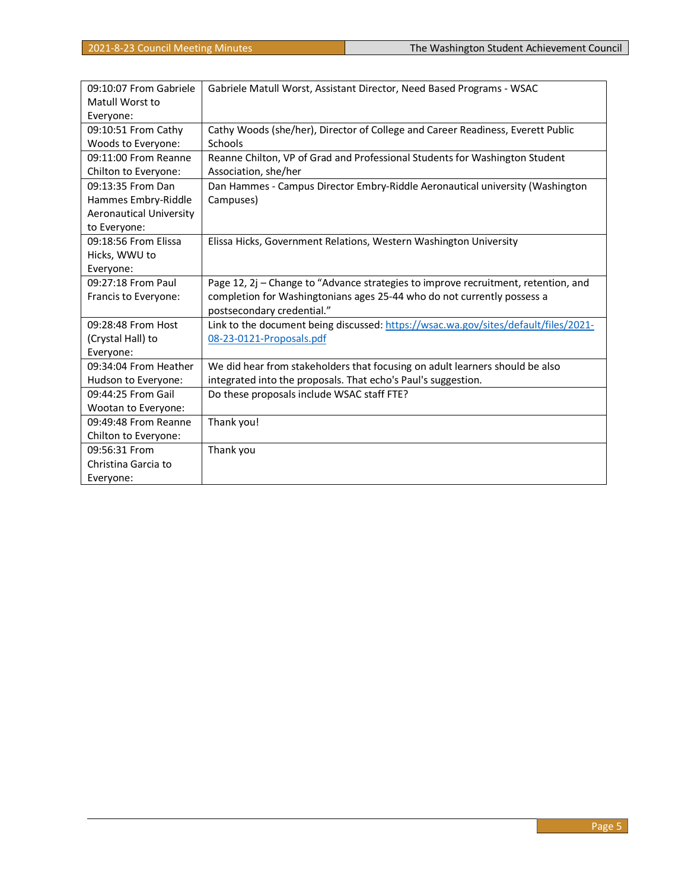| | |
|---|---|
| 09:10:07 From Gabriele Matull Worst to Everyone: | Gabriele Matull Worst, Assistant Director, Need Based Programs - WSAC |
| 09:10:51 From Cathy Woods to Everyone: | Cathy Woods (she/her), Director of College and Career Readiness, Everett Public Schools |
| 09:11:00 From Reanne Chilton to Everyone: | Reanne Chilton, VP of Grad and Professional Students for Washington Student Association, she/her |
| 09:13:35 From Dan Hammes Embry-Riddle Aeronautical University to Everyone: | Dan Hammes - Campus Director Embry-Riddle Aeronautical university (Washington Campuses) |
| 09:18:56 From Elissa Hicks, WWU to Everyone: | Elissa Hicks, Government Relations, Western Washington University |
| 09:27:18 From Paul Francis to Everyone: | Page 12, 2j – Change to "Advance strategies to improve recruitment, retention, and completion for Washingtonians ages 25-44 who do not currently possess a postsecondary credential." |
| 09:28:48 From Host (Crystal Hall) to Everyone: | Link to the document being discussed: [https://wsac.wa.gov/sites/default/files/2021-08-23-0121-Proposals.pdf](https://wsac.wa.gov/sites/default/files/2021-08-23-0121-Proposals.pdf) |
| 09:34:04 From Heather Hudson to Everyone: | We did hear from stakeholders that focusing on adult learners should be also integrated into the proposals. That echo's Paul's suggestion. |
| 09:44:25 From Gail Wootan to Everyone: | Do these proposals include WSAC staff FTE? |
| 09:49:48 From Reanne Chilton to Everyone: | Thank you! |
| 09:56:31 From Christina Garcia to Everyone: | Thank you |